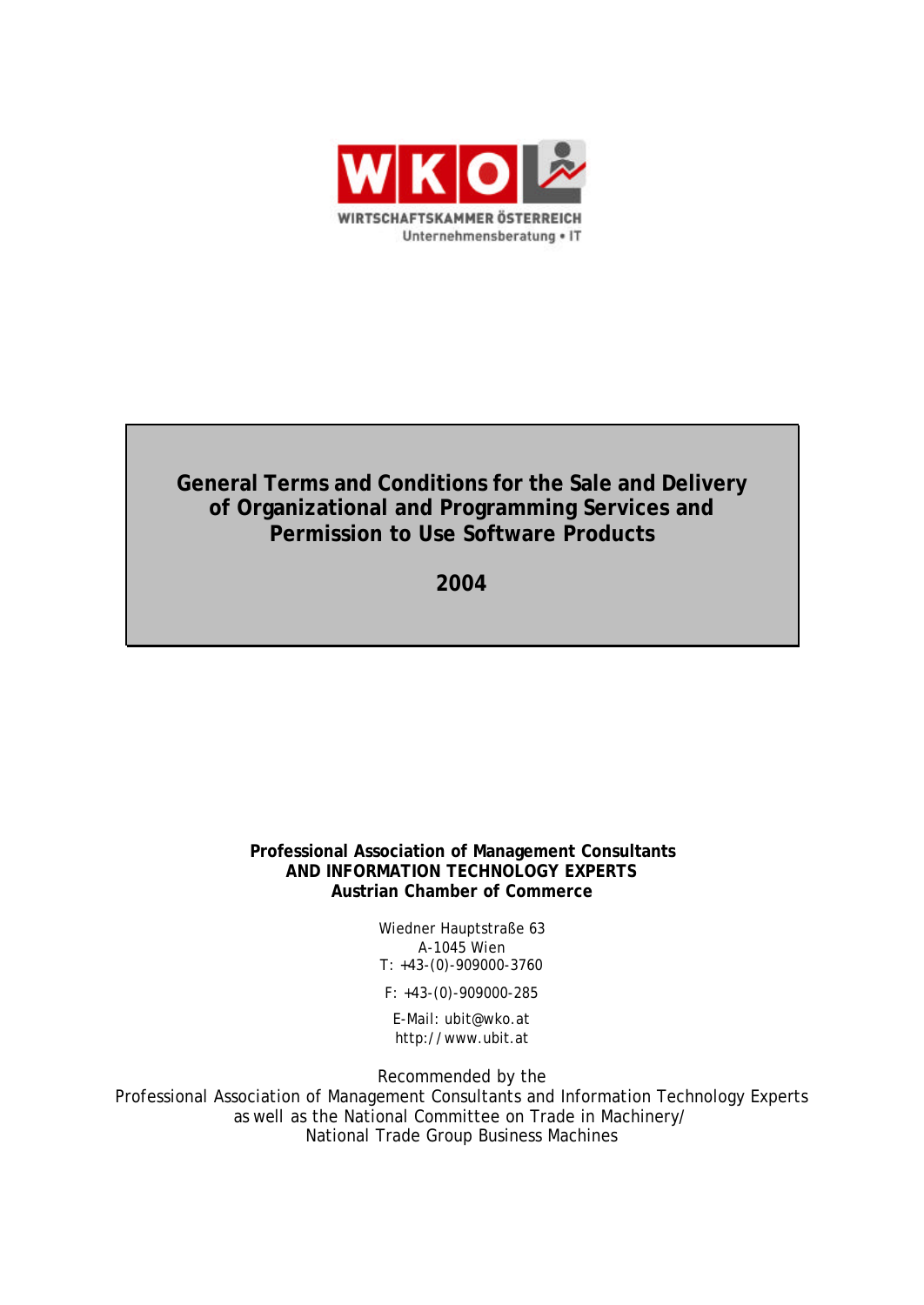WKO

WIRTSCHAFTSKAMMER ÖSTERREICH

Unternehmensberatung • IT

# General Terms and Conditions for the Sale and Delivery of Organizational and Programming Services and Permission to Use Software Products

## 2004

**Professional Association of Management Consultants**
**AND INFORMATION TECHNOLOGY EXPERTS**
**Austrian Chamber of Commerce**

Wiedner Hauptstraße 63
A-1045 Wien
T: +43-(0)-909000-3760

F: +43-(0)-909000-285

E-Mail: ubit@wko.at
http://www.ubit.at

Recommended by the
Professional Association of Management Consultants and Information Technology Experts
as well as the National Committee on Trade in Machinery/
National Trade Group Business Machines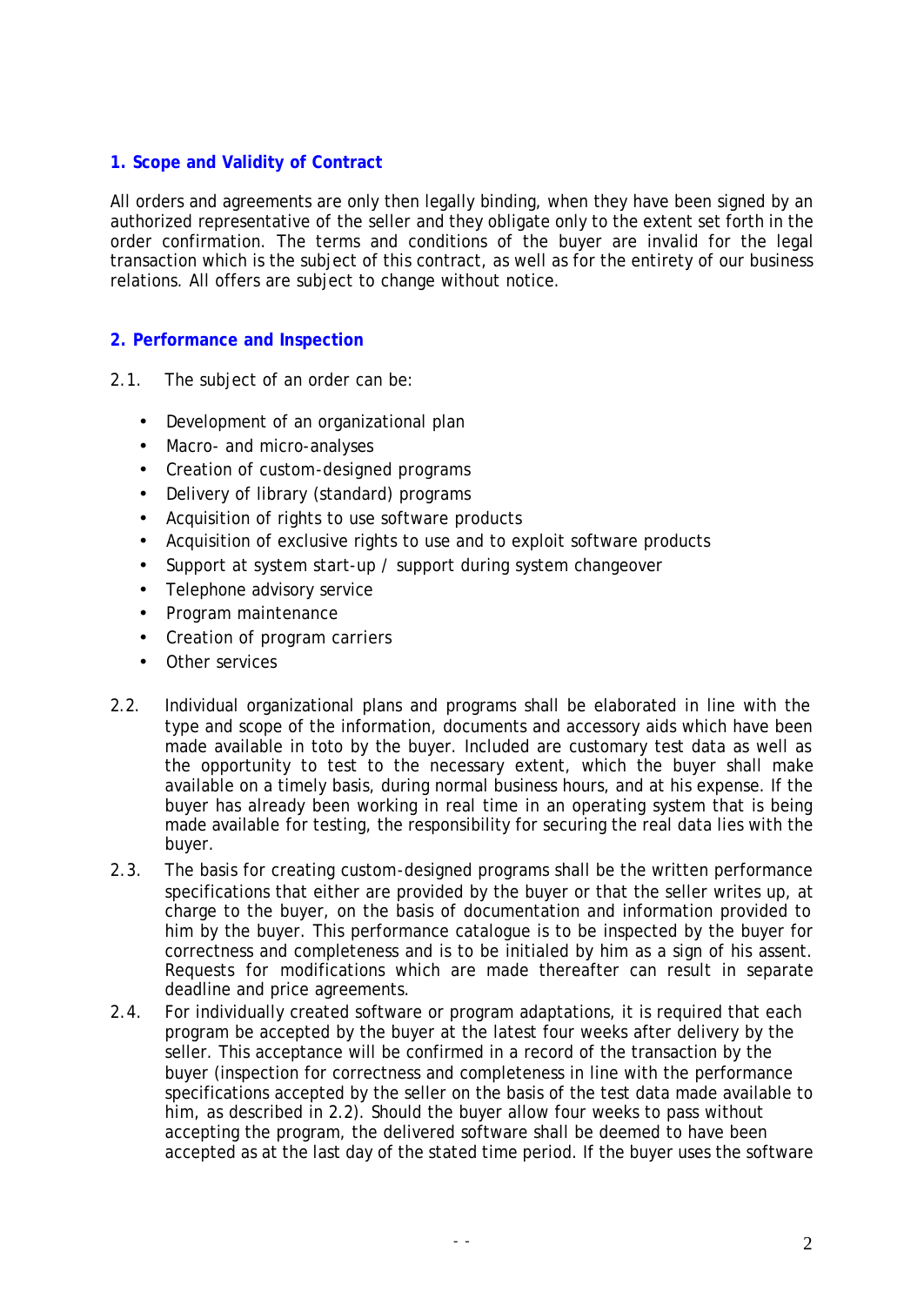## 1. Scope and Validity of Contract

All orders and agreements are only then legally binding, when they have been signed by an authorized representative of the seller and they obligate only to the extent set forth in the order confirmation. The terms and conditions of the buyer are invalid for the legal transaction which is the subject of this contract, as well as for the entirety of our business relations. All offers are subject to change without notice.

## 2. Performance and Inspection

2.1. The subject of an order can be:

- Development of an organizational plan
- Macro- and micro-analyses
- Creation of custom-designed programs
- Delivery of library (standard) programs
- Acquisition of rights to use software products
- Acquisition of exclusive rights to use and to exploit software products
- Support at system start-up / support during system changeover
- Telephone advisory service
- Program maintenance
- Creation of program carriers
- Other services

2.2. Individual organizational plans and programs shall be elaborated in line with the type and scope of the information, documents and accessory aids which have been made available in toto by the buyer. Included are customary test data as well as the opportunity to test to the necessary extent, which the buyer shall make available on a timely basis, during normal business hours, and at his expense. If the buyer has already been working in real time in an operating system that is being made available for testing, the responsibility for securing the real data lies with the buyer.

2.3. The basis for creating custom-designed programs shall be the written performance specifications that either are provided by the buyer or that the seller writes up, at charge to the buyer, on the basis of documentation and information provided to him by the buyer. This performance catalogue is to be inspected by the buyer for correctness and completeness and is to be initialed by him as a sign of his assent. Requests for modifications which are made thereafter can result in separate deadline and price agreements.

2.4. For individually created software or program adaptations, it is required that each program be accepted by the buyer at the latest four weeks after delivery by the seller. This acceptance will be confirmed in a record of the transaction by the buyer (inspection for correctness and completeness in line with the performance specifications accepted by the seller on the basis of the test data made available to him, as described in 2.2). Should the buyer allow four weeks to pass without accepting the program, the delivered software shall be deemed to have been accepted as at the last day of the stated time period. If the buyer uses the software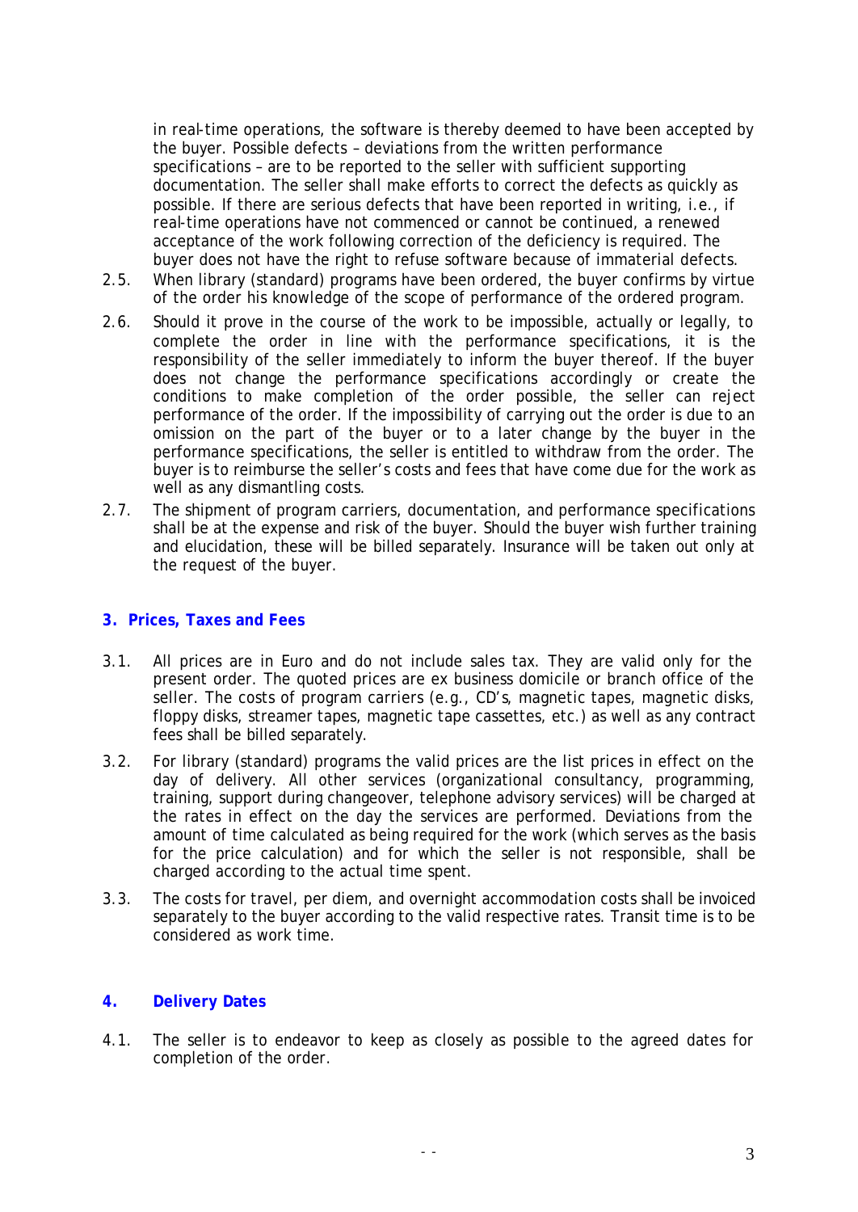in real-time operations, the software is thereby deemed to have been accepted by the buyer. Possible defects – deviations from the written performance specifications – are to be reported to the seller with sufficient supporting documentation. The seller shall make efforts to correct the defects as quickly as possible. If there are serious defects that have been reported in writing, i.e., if real-time operations have not commenced or cannot be continued, a renewed acceptance of the work following correction of the deficiency is required. The buyer does not have the right to refuse software because of immaterial defects.

2.5. When library (standard) programs have been ordered, the buyer confirms by virtue of the order his knowledge of the scope of performance of the ordered program.

2.6. Should it prove in the course of the work to be impossible, actually or legally, to complete the order in line with the performance specifications, it is the responsibility of the seller immediately to inform the buyer thereof. If the buyer does not change the performance specifications accordingly or create the conditions to make completion of the order possible, the seller can reject performance of the order. If the impossibility of carrying out the order is due to an omission on the part of the buyer or to a later change by the buyer in the performance specifications, the seller is entitled to withdraw from the order. The buyer is to reimburse the seller's costs and fees that have come due for the work as well as any dismantling costs.

2.7. The shipment of program carriers, documentation, and performance specifications shall be at the expense and risk of the buyer. Should the buyer wish further training and elucidation, these will be billed separately. Insurance will be taken out only at the request of the buyer.

## 3. Prices, Taxes and Fees

3.1. All prices are in Euro and do not include sales tax. They are valid only for the present order. The quoted prices are ex business domicile or branch office of the seller. The costs of program carriers (e.g., CD's, magnetic tapes, magnetic disks, floppy disks, streamer tapes, magnetic tape cassettes, etc.) as well as any contract fees shall be billed separately.

3.2. For library (standard) programs the valid prices are the list prices in effect on the day of delivery. All other services (organizational consultancy, programming, training, support during changeover, telephone advisory services) will be charged at the rates in effect on the day the services are performed. Deviations from the amount of time calculated as being required for the work (which serves as the basis for the price calculation) and for which the seller is not responsible, shall be charged according to the actual time spent.

3.3. The costs for travel, per diem, and overnight accommodation costs shall be invoiced separately to the buyer according to the valid respective rates. Transit time is to be considered as work time.

## 4. Delivery Dates

4.1. The seller is to endeavor to keep as closely as possible to the agreed dates for completion of the order.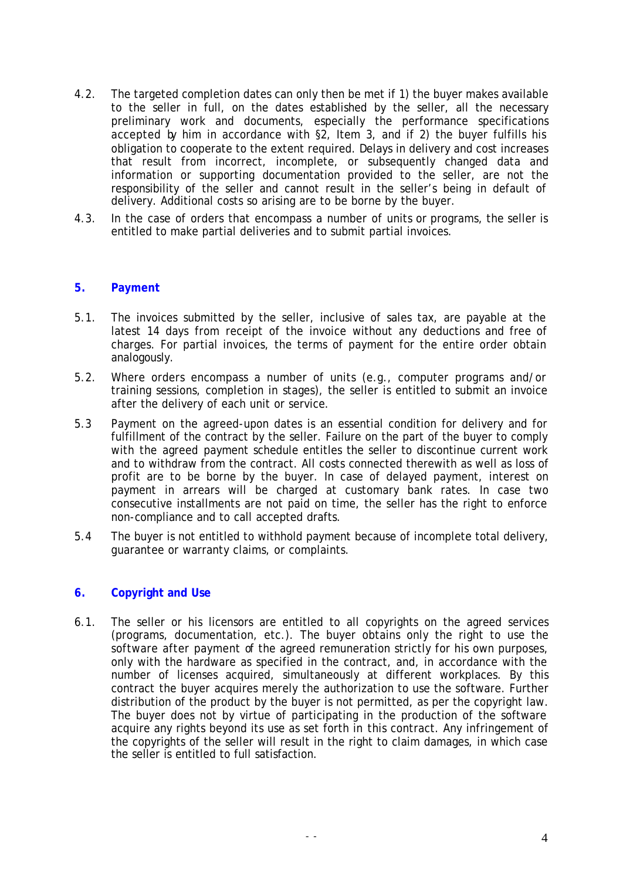4.2. The targeted completion dates can only then be met if 1) the buyer makes available to the seller in full, on the dates established by the seller, all the necessary preliminary work and documents, especially the performance specifications accepted by him in accordance with §2, Item 3, and if 2) the buyer fulfills his obligation to cooperate to the extent required. Delays in delivery and cost increases that result from incorrect, incomplete, or subsequently changed data and information or supporting documentation provided to the seller, are not the responsibility of the seller and cannot result in the seller's being in default of delivery. Additional costs so arising are to be borne by the buyer.

4.3. In the case of orders that encompass a number of units or programs, the seller is entitled to make partial deliveries and to submit partial invoices.

## 5. Payment

5.1. The invoices submitted by the seller, inclusive of sales tax, are payable at the latest 14 days from receipt of the invoice without any deductions and free of charges. For partial invoices, the terms of payment for the entire order obtain analogously.

5.2. Where orders encompass a number of units (e.g., computer programs and/or training sessions, completion in stages), the seller is entitled to submit an invoice after the delivery of each unit or service.

5.3 Payment on the agreed-upon dates is an essential condition for delivery and for fulfillment of the contract by the seller. Failure on the part of the buyer to comply with the agreed payment schedule entitles the seller to discontinue current work and to withdraw from the contract. All costs connected therewith as well as loss of profit are to be borne by the buyer. In case of delayed payment, interest on payment in arrears will be charged at customary bank rates. In case two consecutive installments are not paid on time, the seller has the right to enforce non-compliance and to call accepted drafts.

5.4 The buyer is not entitled to withhold payment because of incomplete total delivery, guarantee or warranty claims, or complaints.

## 6. Copyright and Use

6.1. The seller or his licensors are entitled to all copyrights on the agreed services (programs, documentation, etc.). The buyer obtains only the right to use the software after payment of the agreed remuneration strictly for his own purposes, only with the hardware as specified in the contract, and, in accordance with the number of licenses acquired, simultaneously at different workplaces. By this contract the buyer acquires merely the authorization to use the software. Further distribution of the product by the buyer is not permitted, as per the copyright law. The buyer does not by virtue of participating in the production of the software acquire any rights beyond its use as set forth in this contract. Any infringement of the copyrights of the seller will result in the right to claim damages, in which case the seller is entitled to full satisfaction.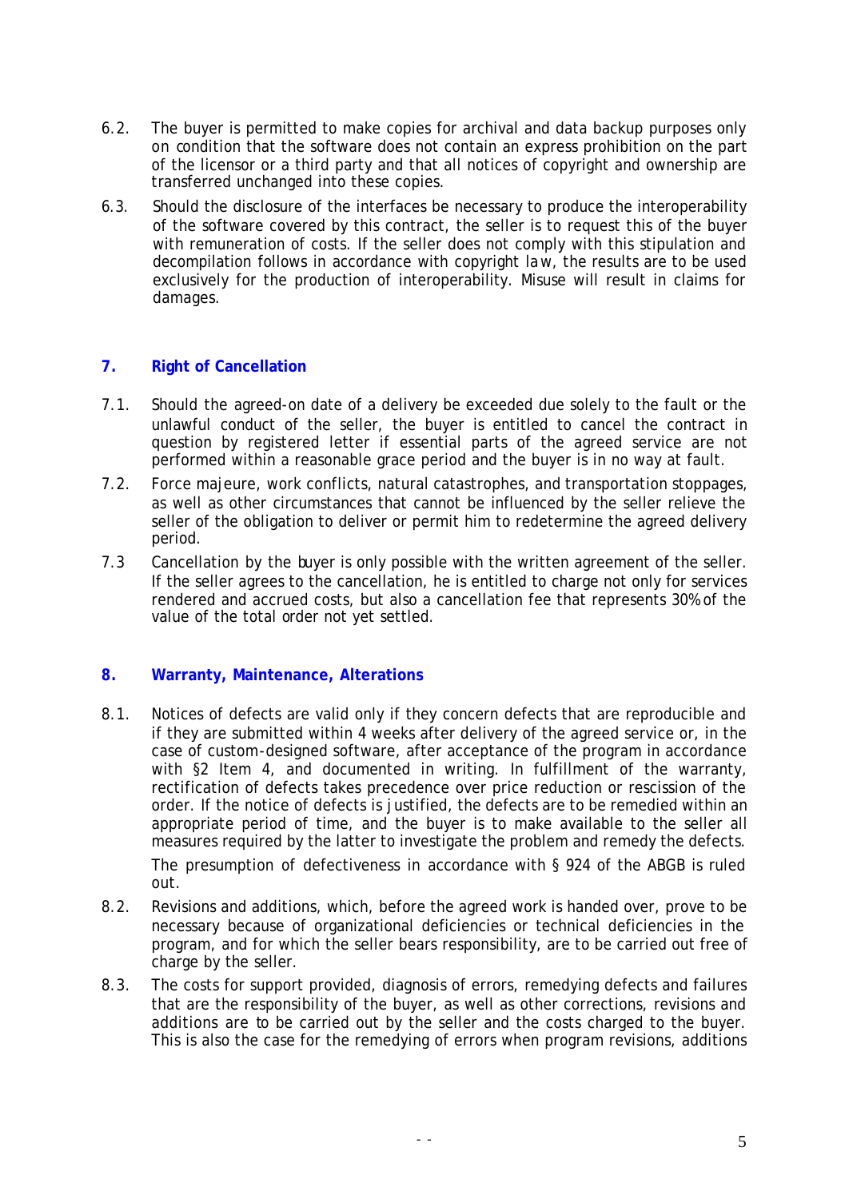6.2. The buyer is permitted to make copies for archival and data backup purposes only on condition that the software does not contain an express prohibition on the part of the licensor or a third party and that all notices of copyright and ownership are transferred unchanged into these copies.

6.3. Should the disclosure of the interfaces be necessary to produce the interoperability of the software covered by this contract, the seller is to request this of the buyer with remuneration of costs. If the seller does not comply with this stipulation and decompilation follows in accordance with copyright law, the results are to be used exclusively for the production of interoperability. Misuse will result in claims for damages.

## 7. Right of Cancellation

7.1. Should the agreed-on date of a delivery be exceeded due solely to the fault or the unlawful conduct of the seller, the buyer is entitled to cancel the contract in question by registered letter if essential parts of the agreed service are not performed within a reasonable grace period and the buyer is in no way at fault.

7.2. Force majeure, work conflicts, natural catastrophes, and transportation stoppages, as well as other circumstances that cannot be influenced by the seller relieve the seller of the obligation to deliver or permit him to redetermine the agreed delivery period.

7.3 Cancellation by the buyer is only possible with the written agreement of the seller. If the seller agrees to the cancellation, he is entitled to charge not only for services rendered and accrued costs, but also a cancellation fee that represents 30% of the value of the total order not yet settled.

## 8. Warranty, Maintenance, Alterations

8.1. Notices of defects are valid only if they concern defects that are reproducible and if they are submitted within 4 weeks after delivery of the agreed service or, in the case of custom-designed software, after acceptance of the program in accordance with §2 Item 4, and documented in writing. In fulfillment of the warranty, rectification of defects takes precedence over price reduction or rescission of the order. If the notice of defects is justified, the defects are to be remedied within an appropriate period of time, and the buyer is to make available to the seller all measures required by the latter to investigate the problem and remedy the defects.

The presumption of defectiveness in accordance with § 924 of the ABGB is ruled out.

8.2. Revisions and additions, which, before the agreed work is handed over, prove to be necessary because of organizational deficiencies or technical deficiencies in the program, and for which the seller bears responsibility, are to be carried out free of charge by the seller.

8.3. The costs for support provided, diagnosis of errors, remedying defects and failures that are the responsibility of the buyer, as well as other corrections, revisions and additions are to be carried out by the seller and the costs charged to the buyer. This is also the case for the remedying of errors when program revisions, additions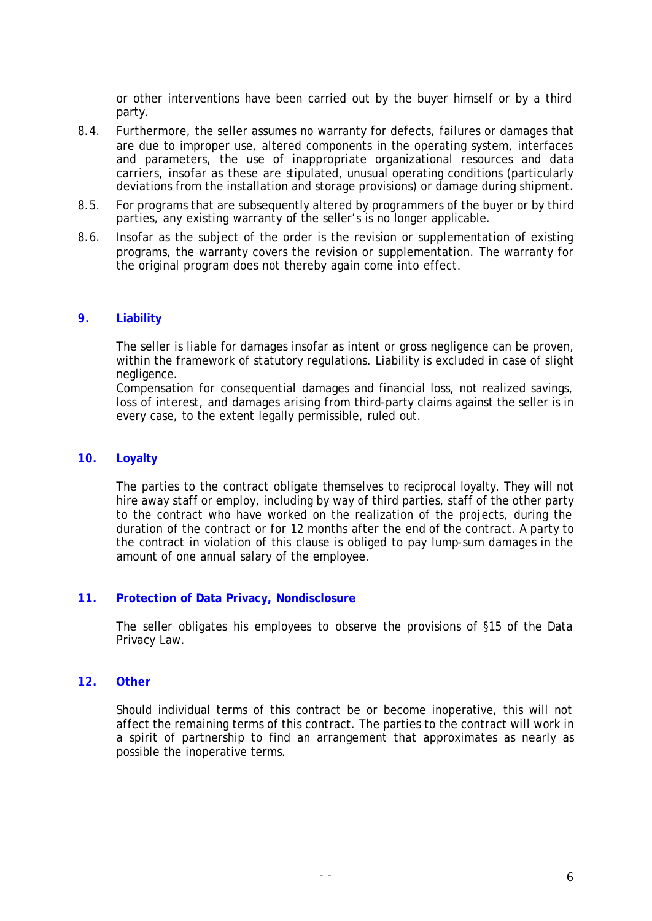or other interventions have been carried out by the buyer himself or by a third party.

8.4. Furthermore, the seller assumes no warranty for defects, failures or damages that are due to improper use, altered components in the operating system, interfaces and parameters, the use of inappropriate organizational resources and data carriers, insofar as these are stipulated, unusual operating conditions (particularly deviations from the installation and storage provisions) or damage during shipment.

8.5. For programs that are subsequently altered by programmers of the buyer or by third parties, any existing warranty of the seller's is no longer applicable.

8.6. Insofar as the subject of the order is the revision or supplementation of existing programs, the warranty covers the revision or supplementation. The warranty for the original program does not thereby again come into effect.

## 9. Liability

The seller is liable for damages insofar as intent or gross negligence can be proven, within the framework of statutory regulations. Liability is excluded in case of slight negligence.

Compensation for consequential damages and financial loss, not realized savings, loss of interest, and damages arising from third-party claims against the seller is in every case, to the extent legally permissible, ruled out.

## 10. Loyalty

The parties to the contract obligate themselves to reciprocal loyalty. They will not hire away staff or employ, including by way of third parties, staff of the other party to the contract who have worked on the realization of the projects, during the duration of the contract or for 12 months after the end of the contract. A party to the contract in violation of this clause is obliged to pay lump-sum damages in the amount of one annual salary of the employee.

## 11. Protection of Data Privacy, Nondisclosure

The seller obligates his employees to observe the provisions of §15 of the Data Privacy Law.

## 12. Other

Should individual terms of this contract be or become inoperative, this will not affect the remaining terms of this contract. The parties to the contract will work in a spirit of partnership to find an arrangement that approximates as nearly as possible the inoperative terms.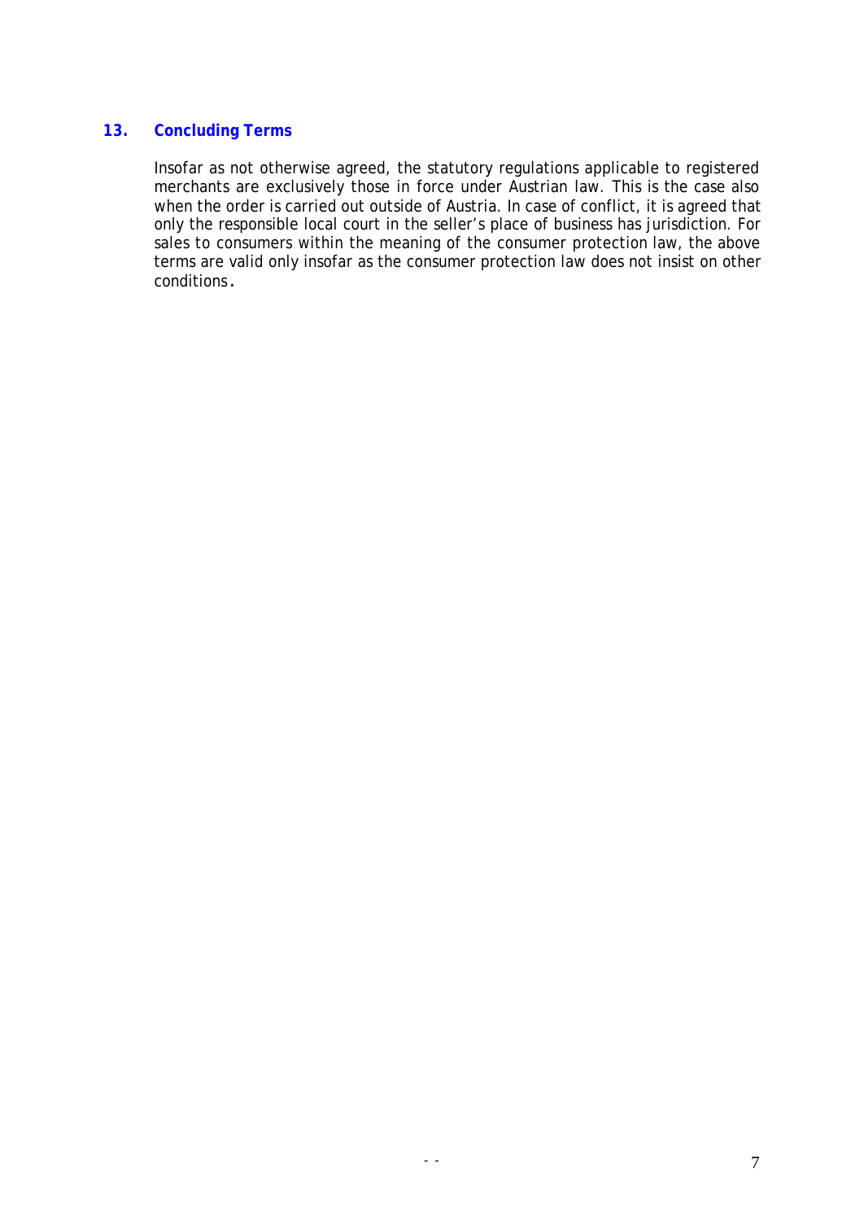## 13. Concluding Terms

Insofar as not otherwise agreed, the statutory regulations applicable to registered merchants are exclusively those in force under Austrian law. This is the case also when the order is carried out outside of Austria. In case of conflict, it is agreed that only the responsible local court in the seller's place of business has jurisdiction. For sales to consumers within the meaning of the consumer protection law, the above terms are valid only insofar as the consumer protection law does not insist on other conditions.